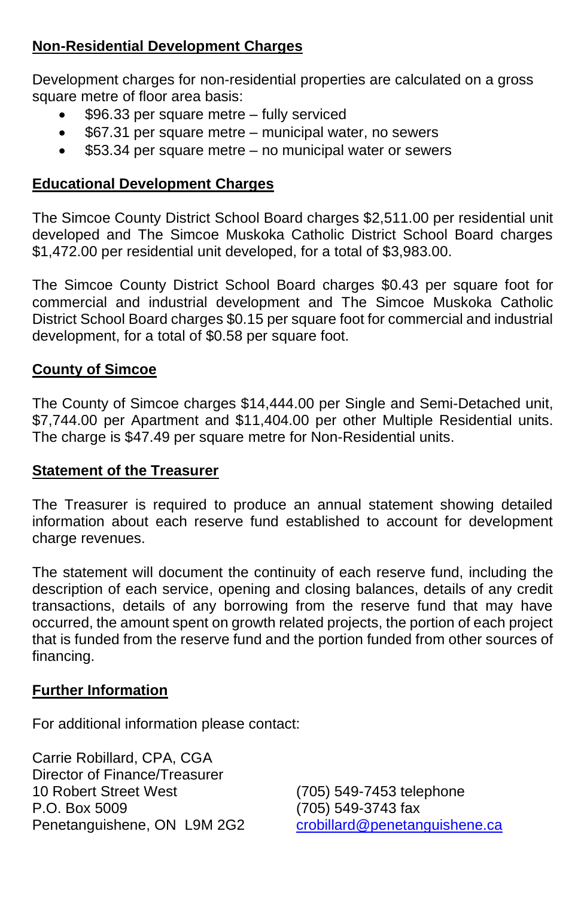## Non-Residential Development Charges

Development charges for non-residential properties are calculated on a gross square metre of floor area basis:

- $96.33 per square metre – fully serviced
- $67.31 per square metre – municipal water, no sewers
- $53.34 per square metre – no municipal water or sewers

## Educational Development Charges

The Simcoe County District School Board charges $2,511.00 per residential unit developed and The Simcoe Muskoka Catholic District School Board charges $1,472.00 per residential unit developed, for a total of $3,983.00.

The Simcoe County District School Board charges $0.43 per square foot for commercial and industrial development and The Simcoe Muskoka Catholic District School Board charges $0.15 per square foot for commercial and industrial development, for a total of $0.58 per square foot.

## County of Simcoe

The County of Simcoe charges $14,444.00 per Single and Semi-Detached unit, $7,744.00 per Apartment and $11,404.00 per other Multiple Residential units. The charge is $47.49 per square metre for Non-Residential units.

## Statement of the Treasurer

The Treasurer is required to produce an annual statement showing detailed information about each reserve fund established to account for development charge revenues.

The statement will document the continuity of each reserve fund, including the description of each service, opening and closing balances, details of any credit transactions, details of any borrowing from the reserve fund that may have occurred, the amount spent on growth related projects, the portion of each project that is funded from the reserve fund and the portion funded from other sources of financing.

## Further Information

For additional information please contact:

Carrie Robillard, CPA, CGA
Director of Finance/Treasurer
10 Robert Street West
P.O. Box 5009
Penetanguishene, ON  L9M 2G2

(705) 549-7453 telephone
(705) 549-3743 fax
crobillard@penetanguishene.ca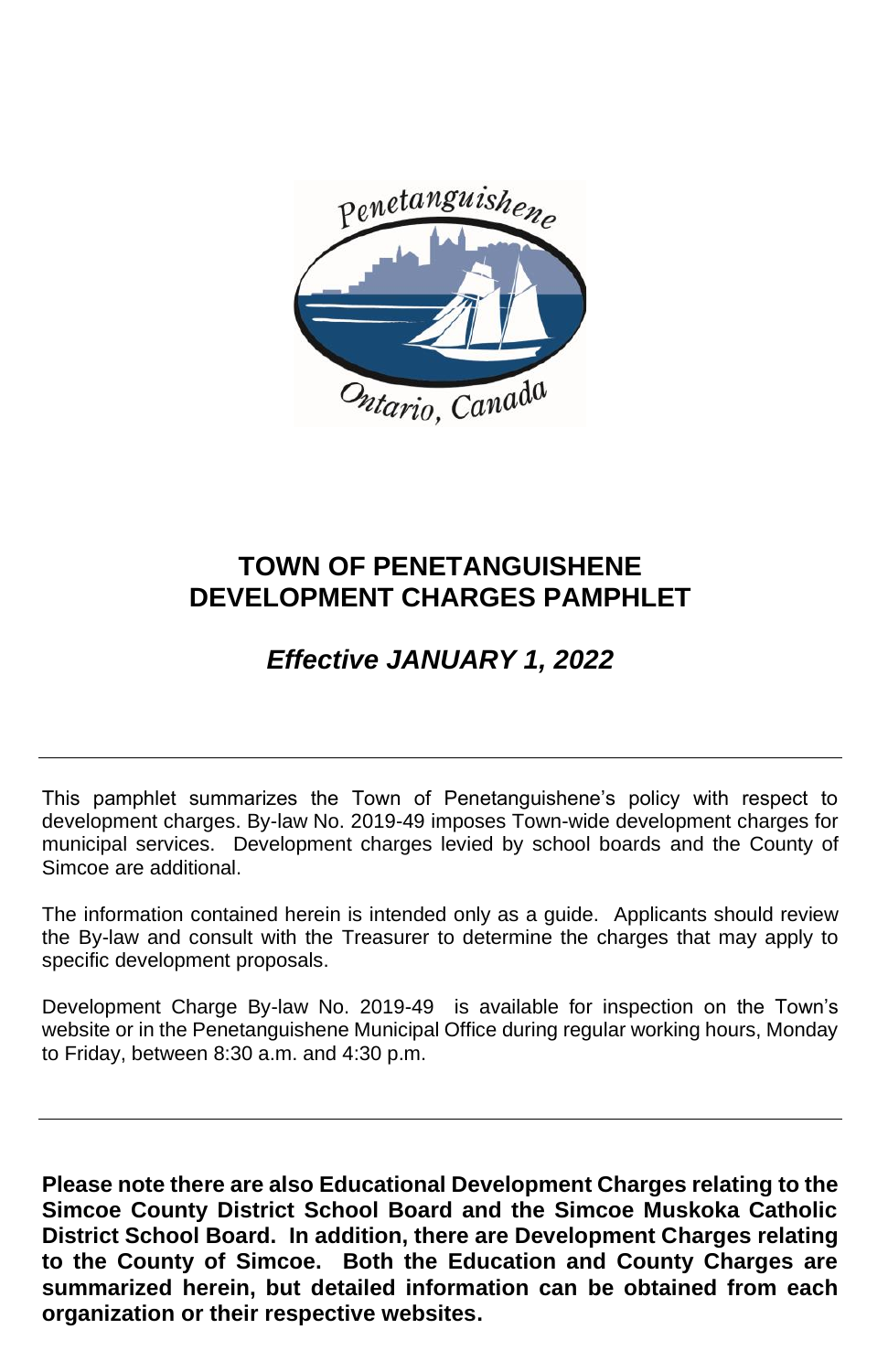# TOWN OF PENETANGUISHENE DEVELOPMENT CHARGES PAMPHLET

## *Effective JANUARY 1, 2022*

---

This pamphlet summarizes the Town of Penetanguishene's policy with respect to development charges. By-law No. 2019-49 imposes Town-wide development charges for municipal services. Development charges levied by school boards and the County of Simcoe are additional.

The information contained herein is intended only as a guide. Applicants should review the By-law and consult with the Treasurer to determine the charges that may apply to specific development proposals.

Development Charge By-law No. 2019-49 is available for inspection on the Town's website or in the Penetanguishene Municipal Office during regular working hours, Monday to Friday, between 8:30 a.m. and 4:30 p.m.

---

**Please note there are also Educational Development Charges relating to the Simcoe County District School Board and the Simcoe Muskoka Catholic District School Board. In addition, there are Development Charges relating to the County of Simcoe. Both the Education and County Charges are summarized herein, but detailed information can be obtained from each organization or their respective websites.**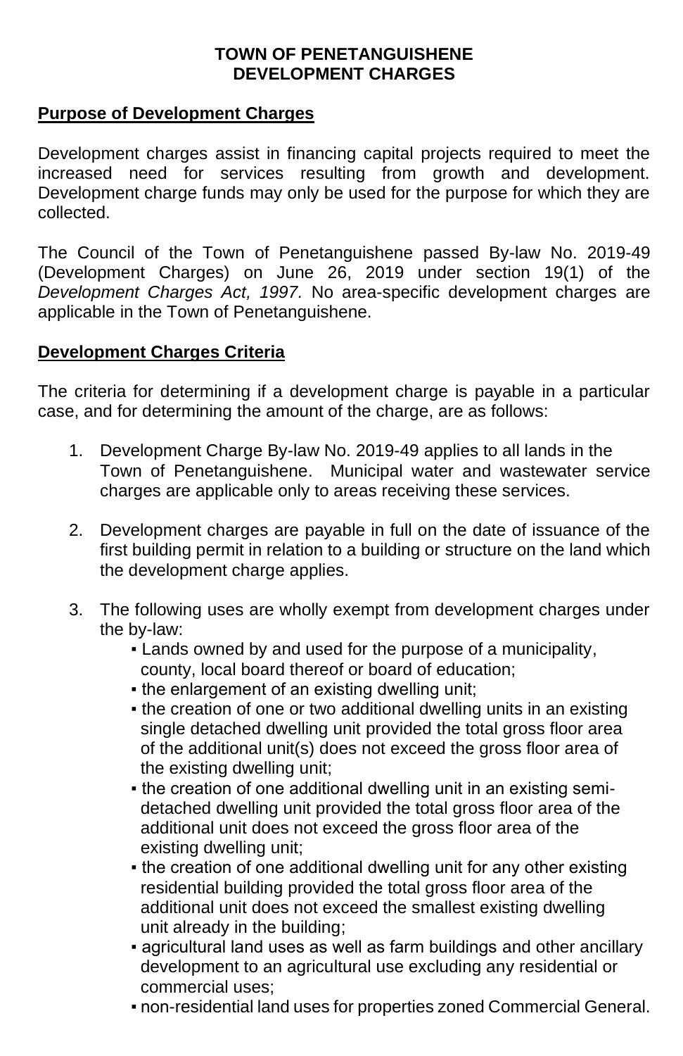**TOWN OF PENETANGUISHENE**
**DEVELOPMENT CHARGES**

## Purpose of Development Charges

Development charges assist in financing capital projects required to meet the increased need for services resulting from growth and development. Development charge funds may only be used for the purpose for which they are collected.

The Council of the Town of Penetanguishene passed By-law No. 2019-49 (Development Charges) on June 26, 2019 under section 19(1) of the *Development Charges Act, 1997.* No area-specific development charges are applicable in the Town of Penetanguishene.

## Development Charges Criteria

The criteria for determining if a development charge is payable in a particular case, and for determining the amount of the charge, are as follows:

1. Development Charge By-law No. 2019-49 applies to all lands in the Town of Penetanguishene. Municipal water and wastewater service charges are applicable only to areas receiving these services.

2. Development charges are payable in full on the date of issuance of the first building permit in relation to a building or structure on the land which the development charge applies.

3. The following uses are wholly exempt from development charges under the by-law:
   - Lands owned by and used for the purpose of a municipality, county, local board thereof or board of education;
   - the enlargement of an existing dwelling unit;
   - the creation of one or two additional dwelling units in an existing single detached dwelling unit provided the total gross floor area of the additional unit(s) does not exceed the gross floor area of the existing dwelling unit;
   - the creation of one additional dwelling unit in an existing semi-detached dwelling unit provided the total gross floor area of the additional unit does not exceed the gross floor area of the existing dwelling unit;
   - the creation of one additional dwelling unit for any other existing residential building provided the total gross floor area of the additional unit does not exceed the smallest existing dwelling unit already in the building;
   - agricultural land uses as well as farm buildings and other ancillary development to an agricultural use excluding any residential or commercial uses;
   - non-residential land uses for properties zoned Commercial General.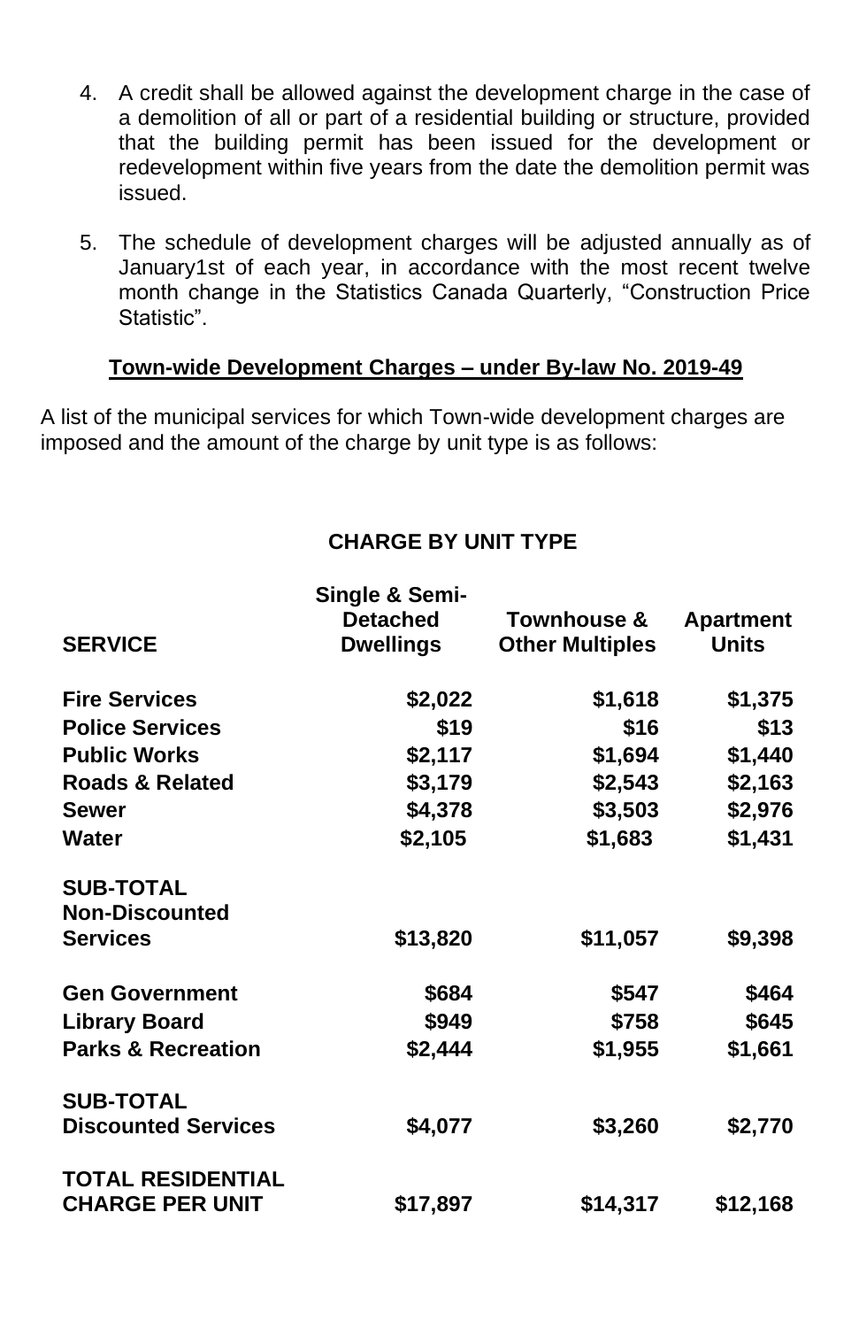4. A credit shall be allowed against the development charge in the case of a demolition of all or part of a residential building or structure, provided that the building permit has been issued for the development or redevelopment within five years from the date the demolition permit was issued.

5. The schedule of development charges will be adjusted annually as of January1st of each year, in accordance with the most recent twelve month change in the Statistics Canada Quarterly, "Construction Price Statistic".

**Town-wide Development Charges – under By-law No. 2019-49**

A list of the municipal services for which Town-wide development charges are imposed and the amount of the charge by unit type is as follows:

**CHARGE BY UNIT TYPE**

| SERVICE | Single & Semi-Detached Dwellings | Townhouse & Other Multiples | Apartment Units |
|---|---|---|---|
| **Fire Services** | **$2,022** | **$1,618** | **$1,375** |
| **Police Services** | **$19** | **$16** | **$13** |
| **Public Works** | **$2,117** | **$1,694** | **$1,440** |
| **Roads & Related** | **$3,179** | **$2,543** | **$2,163** |
| **Sewer** | **$4,378** | **$3,503** | **$2,976** |
| **Water** | **$2,105** | **$1,683** | **$1,431** |
| **SUB-TOTAL Non-Discounted Services** | **$13,820** | **$11,057** | **$9,398** |
| **Gen Government** | **$684** | **$547** | **$464** |
| **Library Board** | **$949** | **$758** | **$645** |
| **Parks & Recreation** | **$2,444** | **$1,955** | **$1,661** |
| **SUB-TOTAL Discounted Services** | **$4,077** | **$3,260** | **$2,770** |
| **TOTAL RESIDENTIAL CHARGE PER UNIT** | **$17,897** | **$14,317** | **$12,168** |